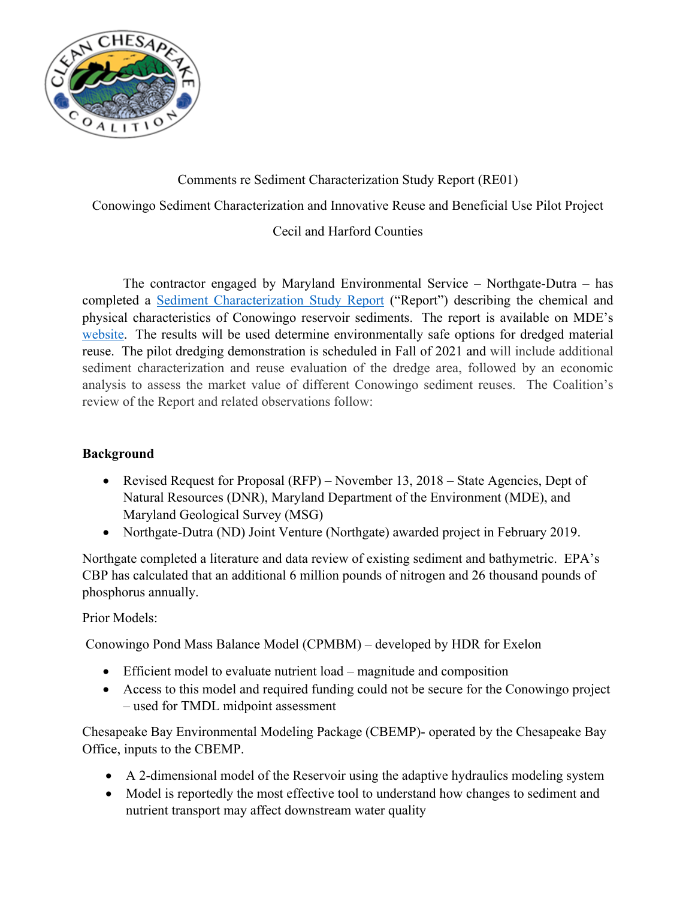Comments re Sediment Characterization Study Report (RE01)

Conowingo Sediment Characterization and Innovative Reuse and Beneficial Use Pilot Project

Cecil and Harford Counties

The contractor engaged by Maryland Environmental Service – Northgate-Dutra – has completed a Sediment Characterization Study Report ("Report") describing the chemical and physical characteristics of Conowingo reservoir sediments. The report is available on MDE's website. The results will be used determine environmentally safe options for dredged material reuse. The pilot dredging demonstration is scheduled in Fall of 2021 and will include additional sediment characterization and reuse evaluation of the dredge area, followed by an economic analysis to assess the market value of different Conowingo sediment reuses. The Coalition's review of the Report and related observations follow:

**Background**

- Revised Request for Proposal (RFP) – November 13, 2018 – State Agencies, Dept of Natural Resources (DNR), Maryland Department of the Environment (MDE), and Maryland Geological Survey (MSG)
- Northgate-Dutra (ND) Joint Venture (Northgate) awarded project in February 2019.

Northgate completed a literature and data review of existing sediment and bathymetric. EPA's CBP has calculated that an additional 6 million pounds of nitrogen and 26 thousand pounds of phosphorus annually.

Prior Models:

Conowingo Pond Mass Balance Model (CPMBM) – developed by HDR for Exelon

- Efficient model to evaluate nutrient load – magnitude and composition
- Access to this model and required funding could not be secure for the Conowingo project – used for TMDL midpoint assessment

Chesapeake Bay Environmental Modeling Package (CBEMP)- operated by the Chesapeake Bay Office, inputs to the CBEMP.

- A 2-dimensional model of the Reservoir using the adaptive hydraulics modeling system
- Model is reportedly the most effective tool to understand how changes to sediment and nutrient transport may affect downstream water quality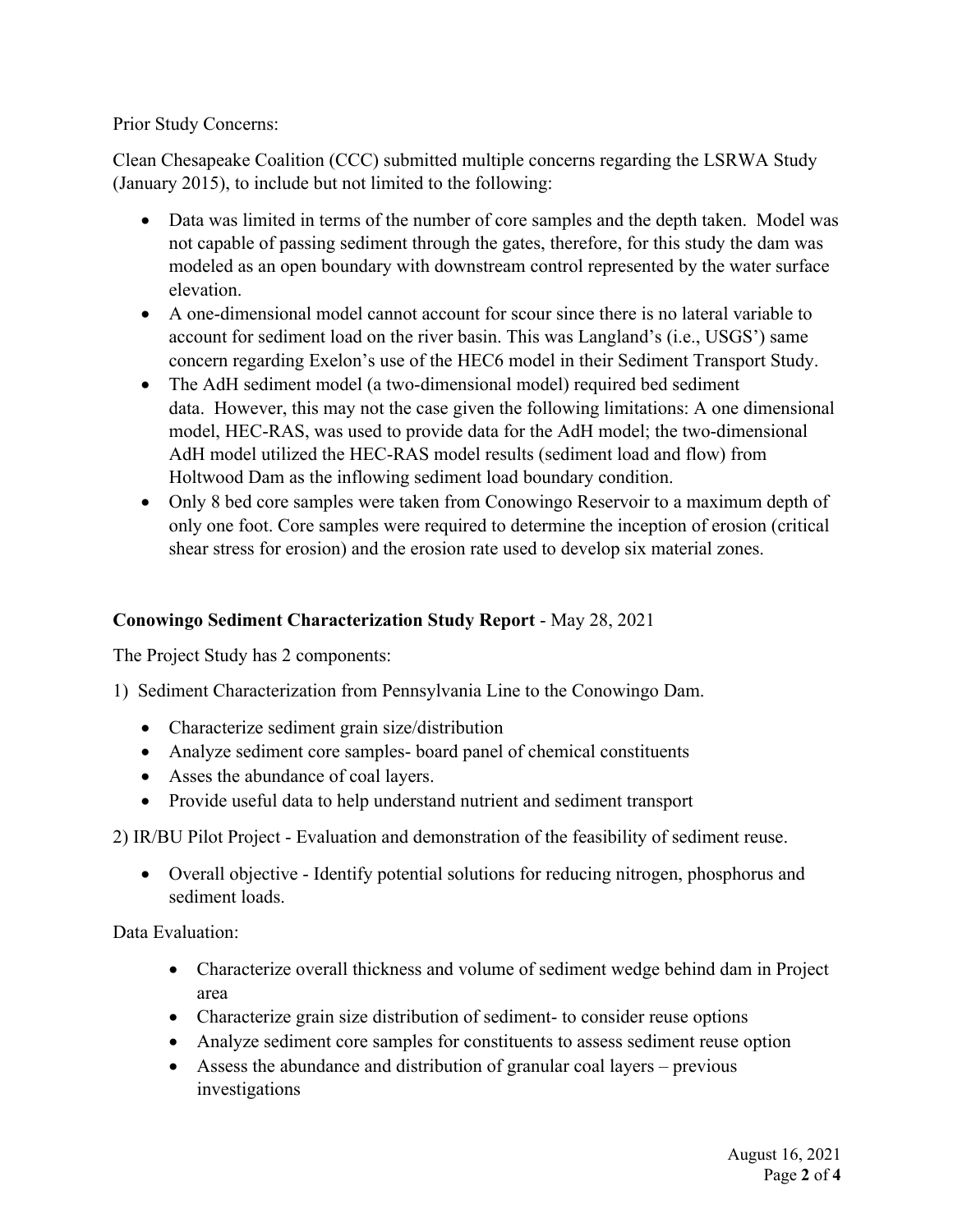Prior Study Concerns:

Clean Chesapeake Coalition (CCC) submitted multiple concerns regarding the LSRWA Study (January 2015), to include but not limited to the following:

- Data was limited in terms of the number of core samples and the depth taken. Model was not capable of passing sediment through the gates, therefore, for this study the dam was modeled as an open boundary with downstream control represented by the water surface elevation.
- A one-dimensional model cannot account for scour since there is no lateral variable to account for sediment load on the river basin. This was Langland's (i.e., USGS') same concern regarding Exelon's use of the HEC6 model in their Sediment Transport Study.
- The AdH sediment model (a two-dimensional model) required bed sediment data. However, this may not the case given the following limitations: A one dimensional model, HEC-RAS, was used to provide data for the AdH model; the two-dimensional AdH model utilized the HEC-RAS model results (sediment load and flow) from Holtwood Dam as the inflowing sediment load boundary condition.
- Only 8 bed core samples were taken from Conowingo Reservoir to a maximum depth of only one foot. Core samples were required to determine the inception of erosion (critical shear stress for erosion) and the erosion rate used to develop six material zones.

**Conowingo Sediment Characterization Study Report** - May 28, 2021

The Project Study has 2 components:

1) Sediment Characterization from Pennsylvania Line to the Conowingo Dam.

- Characterize sediment grain size/distribution
- Analyze sediment core samples- board panel of chemical constituents
- Asses the abundance of coal layers.
- Provide useful data to help understand nutrient and sediment transport

2) IR/BU Pilot Project - Evaluation and demonstration of the feasibility of sediment reuse.

- Overall objective - Identify potential solutions for reducing nitrogen, phosphorus and sediment loads.

Data Evaluation:

- Characterize overall thickness and volume of sediment wedge behind dam in Project area
- Characterize grain size distribution of sediment- to consider reuse options
- Analyze sediment core samples for constituents to assess sediment reuse option
- Assess the abundance and distribution of granular coal layers – previous investigations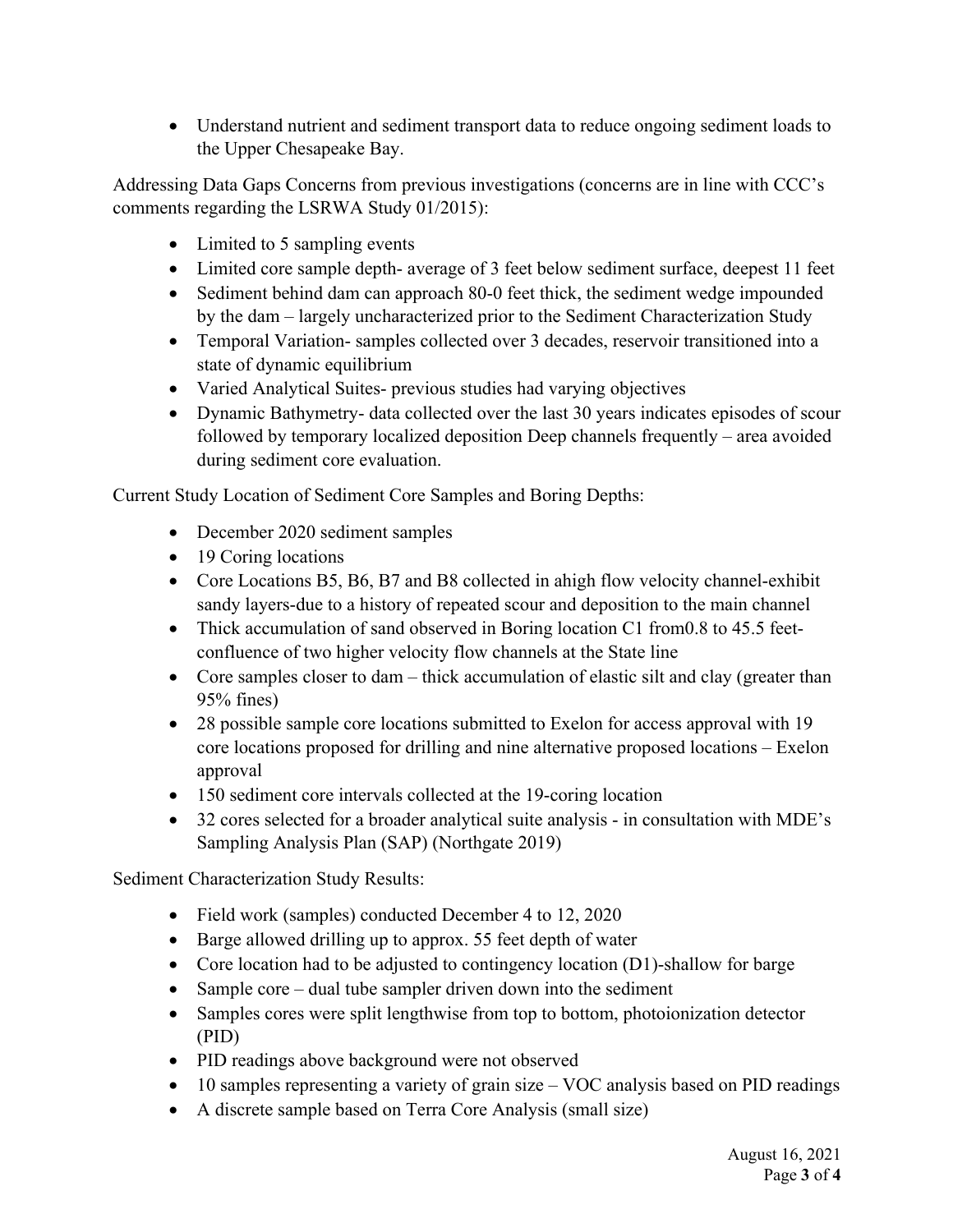- Understand nutrient and sediment transport data to reduce ongoing sediment loads to the Upper Chesapeake Bay.

Addressing Data Gaps Concerns from previous investigations (concerns are in line with CCC's comments regarding the LSRWA Study 01/2015):

- Limited to 5 sampling events
- Limited core sample depth- average of 3 feet below sediment surface, deepest 11 feet
- Sediment behind dam can approach 80-0 feet thick, the sediment wedge impounded by the dam – largely uncharacterized prior to the Sediment Characterization Study
- Temporal Variation- samples collected over 3 decades, reservoir transitioned into a state of dynamic equilibrium
- Varied Analytical Suites- previous studies had varying objectives
- Dynamic Bathymetry- data collected over the last 30 years indicates episodes of scour followed by temporary localized deposition Deep channels frequently – area avoided during sediment core evaluation.

Current Study Location of Sediment Core Samples and Boring Depths:

- December 2020 sediment samples
- 19 Coring locations
- Core Locations B5, B6, B7 and B8 collected in ahigh flow velocity channel-exhibit sandy layers-due to a history of repeated scour and deposition to the main channel
- Thick accumulation of sand observed in Boring location C1 from0.8 to 45.5 feet-confluence of two higher velocity flow channels at the State line
- Core samples closer to dam – thick accumulation of elastic silt and clay (greater than 95% fines)
- 28 possible sample core locations submitted to Exelon for access approval with 19 core locations proposed for drilling and nine alternative proposed locations – Exelon approval
- 150 sediment core intervals collected at the 19-coring location
- 32 cores selected for a broader analytical suite analysis - in consultation with MDE's Sampling Analysis Plan (SAP) (Northgate 2019)

Sediment Characterization Study Results:

- Field work (samples) conducted December 4 to 12, 2020
- Barge allowed drilling up to approx. 55 feet depth of water
- Core location had to be adjusted to contingency location (D1)-shallow for barge
- Sample core – dual tube sampler driven down into the sediment
- Samples cores were split lengthwise from top to bottom, photoionization detector (PID)
- PID readings above background were not observed
- 10 samples representing a variety of grain size – VOC analysis based on PID readings
- A discrete sample based on Terra Core Analysis (small size)

August 16, 2021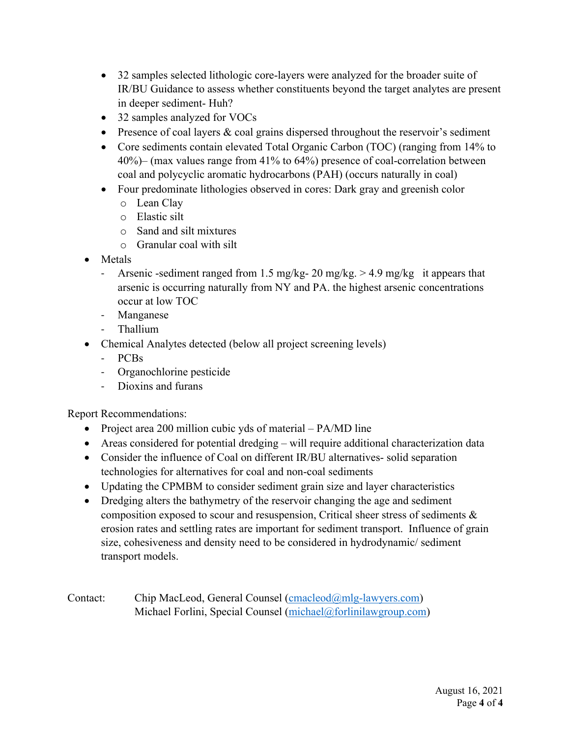- 32 samples selected lithologic core-layers were analyzed for the broader suite of IR/BU Guidance to assess whether constituents beyond the target analytes are present in deeper sediment- Huh?
- 32 samples analyzed for VOCs
- Presence of coal layers & coal grains dispersed throughout the reservoir's sediment
- Core sediments contain elevated Total Organic Carbon (TOC) (ranging from 14% to 40%)– (max values range from 41% to 64%) presence of coal-correlation between coal and polycyclic aromatic hydrocarbons (PAH) (occurs naturally in coal)
- Four predominate lithologies observed in cores: Dark gray and greenish color
  - Lean Clay
  - Elastic silt
  - Sand and silt mixtures
  - Granular coal with silt

- Metals
  - Arsenic -sediment ranged from 1.5 mg/kg- 20 mg/kg. > 4.9 mg/kg  it appears that arsenic is occurring naturally from NY and PA. the highest arsenic concentrations occur at low TOC
  - Manganese
  - Thallium
- Chemical Analytes detected (below all project screening levels)
  - PCBs
  - Organochlorine pesticide
  - Dioxins and furans

Report Recommendations:

- Project area 200 million cubic yds of material – PA/MD line
- Areas considered for potential dredging – will require additional characterization data
- Consider the influence of Coal on different IR/BU alternatives- solid separation technologies for alternatives for coal and non-coal sediments
- Updating the CPMBM to consider sediment grain size and layer characteristics
- Dredging alters the bathymetry of the reservoir changing the age and sediment composition exposed to scour and resuspension, Critical sheer stress of sediments & erosion rates and settling rates are important for sediment transport. Influence of grain size, cohesiveness and density need to be considered in hydrodynamic/ sediment transport models.

Contact: Chip MacLeod, General Counsel (cmacleod@mlg-lawyers.com)
Michael Forlini, Special Counsel (michael@forlinilawgroup.com)

August 16, 2021